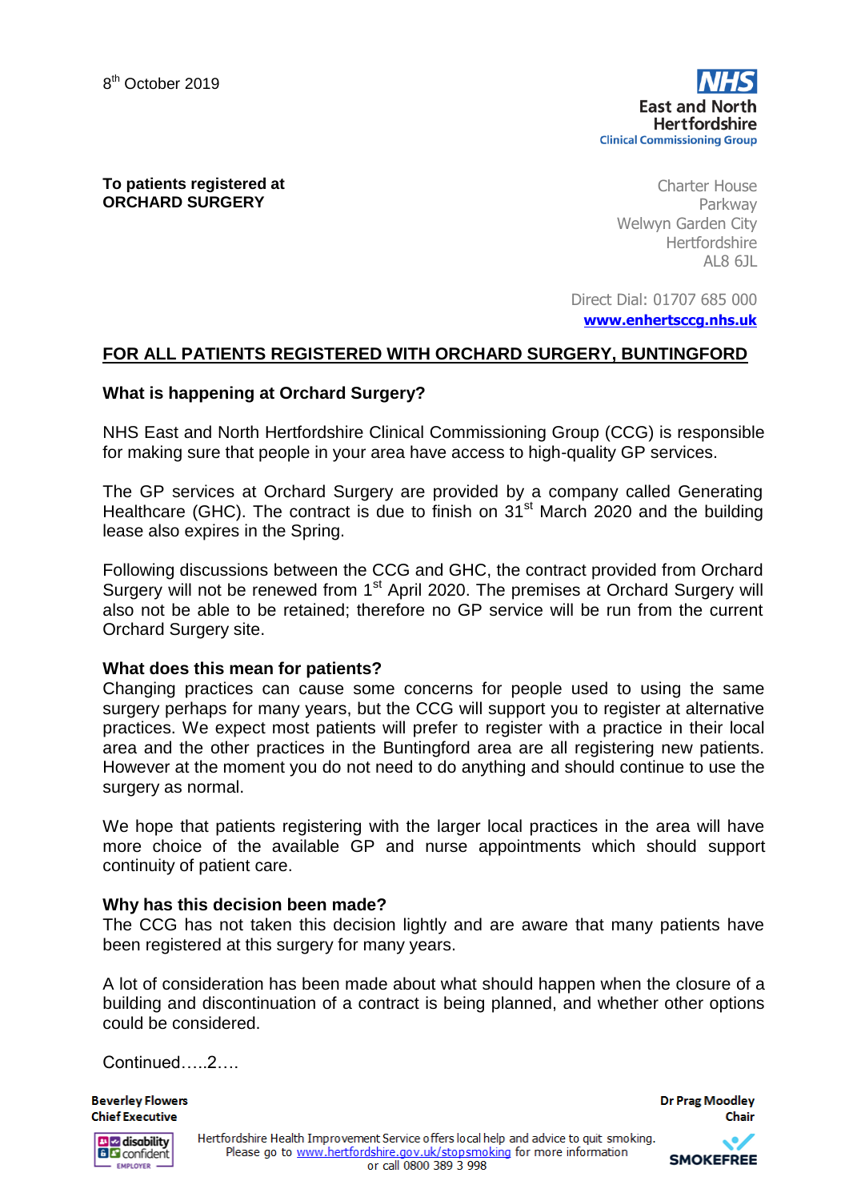8th October 2019

**NHS**
**East and North Hertfordshire**
Clinical Commissioning Group

**To patients registered at**
**ORCHARD SURGERY**

Charter House
Parkway
Welwyn Garden City
Hertfordshire
AL8 6JL

Direct Dial: 01707 685 000
**www.enhertsccg.nhs.uk**

## FOR ALL PATIENTS REGISTERED WITH ORCHARD SURGERY, BUNTINGFORD

### What is happening at Orchard Surgery?

NHS East and North Hertfordshire Clinical Commissioning Group (CCG) is responsible for making sure that people in your area have access to high-quality GP services.

The GP services at Orchard Surgery are provided by a company called Generating Healthcare (GHC). The contract is due to finish on 31st March 2020 and the building lease also expires in the Spring.

Following discussions between the CCG and GHC, the contract provided from Orchard Surgery will not be renewed from 1st April 2020. The premises at Orchard Surgery will also not be able to be retained; therefore no GP service will be run from the current Orchard Surgery site.

### What does this mean for patients?

Changing practices can cause some concerns for people used to using the same surgery perhaps for many years, but the CCG will support you to register at alternative practices. We expect most patients will prefer to register with a practice in their local area and the other practices in the Buntingford area are all registering new patients. However at the moment you do not need to do anything and should continue to use the surgery as normal.

We hope that patients registering with the larger local practices in the area will have more choice of the available GP and nurse appointments which should support continuity of patient care.

### Why has this decision been made?

The CCG has not taken this decision lightly and are aware that many patients have been registered at this surgery for many years.

A lot of consideration has been made about what should happen when the closure of a building and discontinuation of a contract is being planned, and whether other options could be considered.

Continued…..2….

**Beverley Flowers**
**Chief Executive**

**Dr Prag Moodley**
**Chair**

Hertfordshire Health Improvement Service offers local help and advice to quit smoking.
Please go to www.hertfordshire.gov.uk/stopsmoking for more information
or call 0800 389 3 998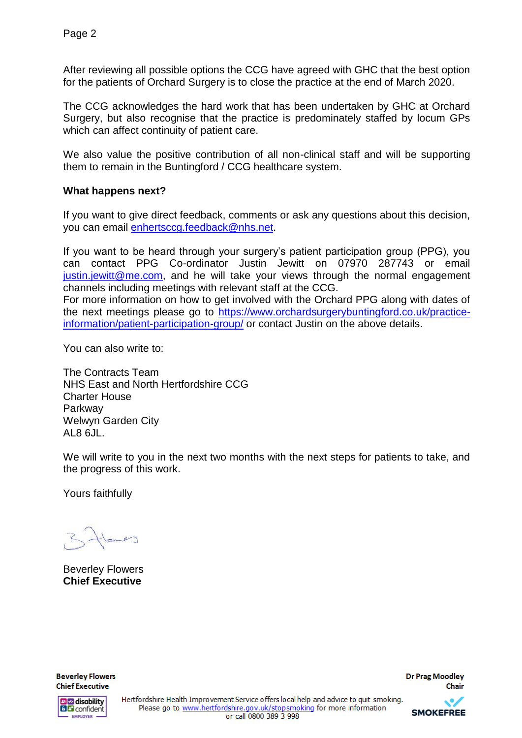After reviewing all possible options the CCG have agreed with GHC that the best option for the patients of Orchard Surgery is to close the practice at the end of March 2020.

The CCG acknowledges the hard work that has been undertaken by GHC at Orchard Surgery, but also recognise that the practice is predominately staffed by locum GPs which can affect continuity of patient care.

We also value the positive contribution of all non-clinical staff and will be supporting them to remain in the Buntingford / CCG healthcare system.

**What happens next?**

If you want to give direct feedback, comments or ask any questions about this decision, you can email enhertsccg.feedback@nhs.net.

If you want to be heard through your surgery's patient participation group (PPG), you can contact PPG Co-ordinator Justin Jewitt on 07970 287743 or email justin.jewitt@me.com, and he will take your views through the normal engagement channels including meetings with relevant staff at the CCG.
For more information on how to get involved with the Orchard PPG along with dates of the next meetings please go to https://www.orchardsurgerybuntingford.co.uk/practice-information/patient-participation-group/ or contact Justin on the above details.

You can also write to:

The Contracts Team
NHS East and North Hertfordshire CCG
Charter House
Parkway
Welwyn Garden City
AL8 6JL.

We will write to you in the next two months with the next steps for patients to take, and the progress of this work.

Yours faithfully

Beverley Flowers
**Chief Executive**

**Beverley Flowers**
**Chief Executive**

**Dr Prag Moodley**
**Chair**

Hertfordshire Health Improvement Service offers local help and advice to quit smoking.
Please go to www.hertfordshire.gov.uk/stopsmoking for more information
or call 0800 389 3 998